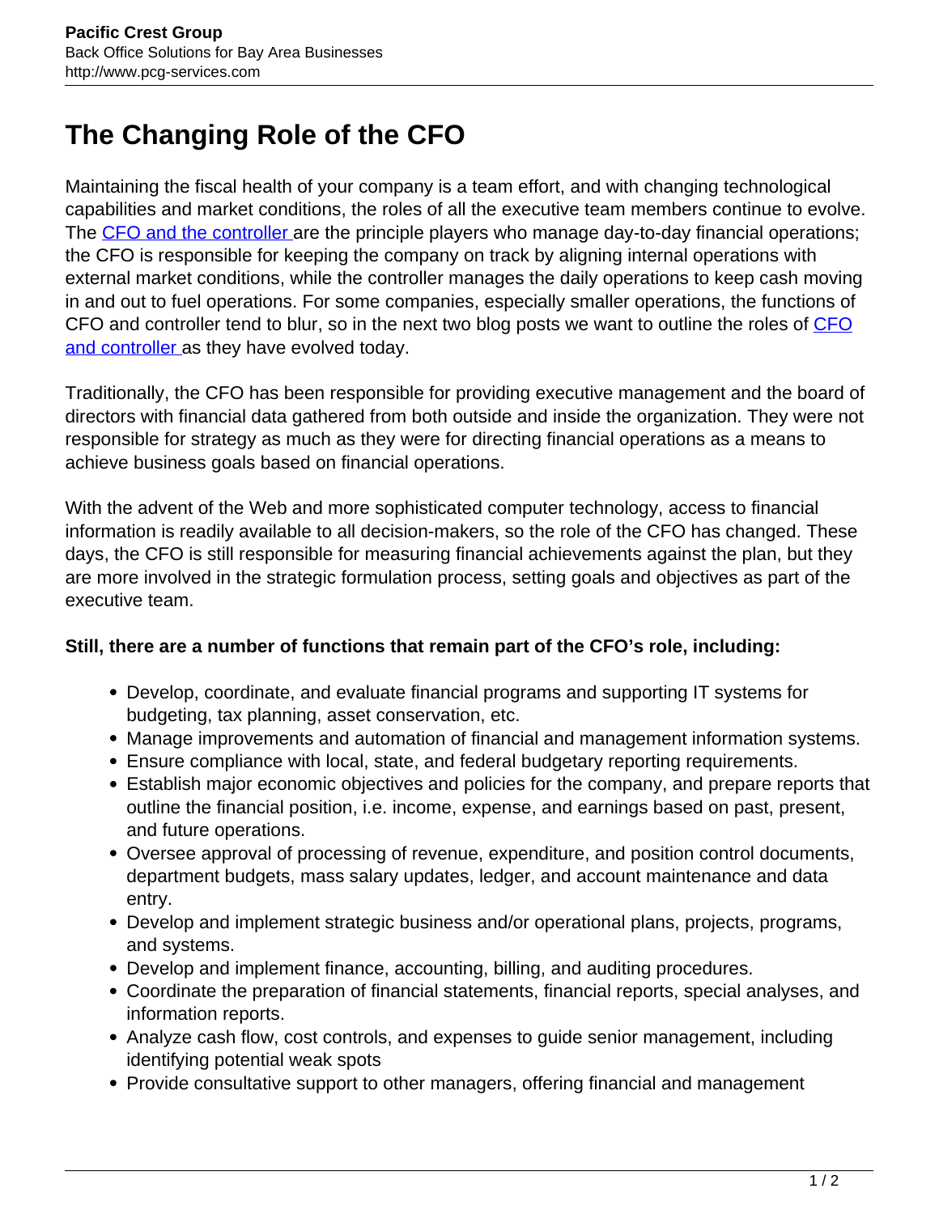Pacific Crest Group
Back Office Solutions for Bay Area Businesses
http://www.pcg-services.com

# The Changing Role of the CFO

Maintaining the fiscal health of your company is a team effort, and with changing technological capabilities and market conditions, the roles of all the executive team members continue to evolve. The CFO and the controller are the principle players who manage day-to-day financial operations; the CFO is responsible for keeping the company on track by aligning internal operations with external market conditions, while the controller manages the daily operations to keep cash moving in and out to fuel operations. For some companies, especially smaller operations, the functions of CFO and controller tend to blur, so in the next two blog posts we want to outline the roles of CFO and controller as they have evolved today.

Traditionally, the CFO has been responsible for providing executive management and the board of directors with financial data gathered from both outside and inside the organization. They were not responsible for strategy as much as they were for directing financial operations as a means to achieve business goals based on financial operations.

With the advent of the Web and more sophisticated computer technology, access to financial information is readily available to all decision-makers, so the role of the CFO has changed. These days, the CFO is still responsible for measuring financial achievements against the plan, but they are more involved in the strategic formulation process, setting goals and objectives as part of the executive team.

**Still, there are a number of functions that remain part of the CFO's role, including:**

- Develop, coordinate, and evaluate financial programs and supporting IT systems for budgeting, tax planning, asset conservation, etc.
- Manage improvements and automation of financial and management information systems.
- Ensure compliance with local, state, and federal budgetary reporting requirements.
- Establish major economic objectives and policies for the company, and prepare reports that outline the financial position, i.e. income, expense, and earnings based on past, present, and future operations.
- Oversee approval of processing of revenue, expenditure, and position control documents, department budgets, mass salary updates, ledger, and account maintenance and data entry.
- Develop and implement strategic business and/or operational plans, projects, programs, and systems.
- Develop and implement finance, accounting, billing, and auditing procedures.
- Coordinate the preparation of financial statements, financial reports, special analyses, and information reports.
- Analyze cash flow, cost controls, and expenses to guide senior management, including identifying potential weak spots
- Provide consultative support to other managers, offering financial and management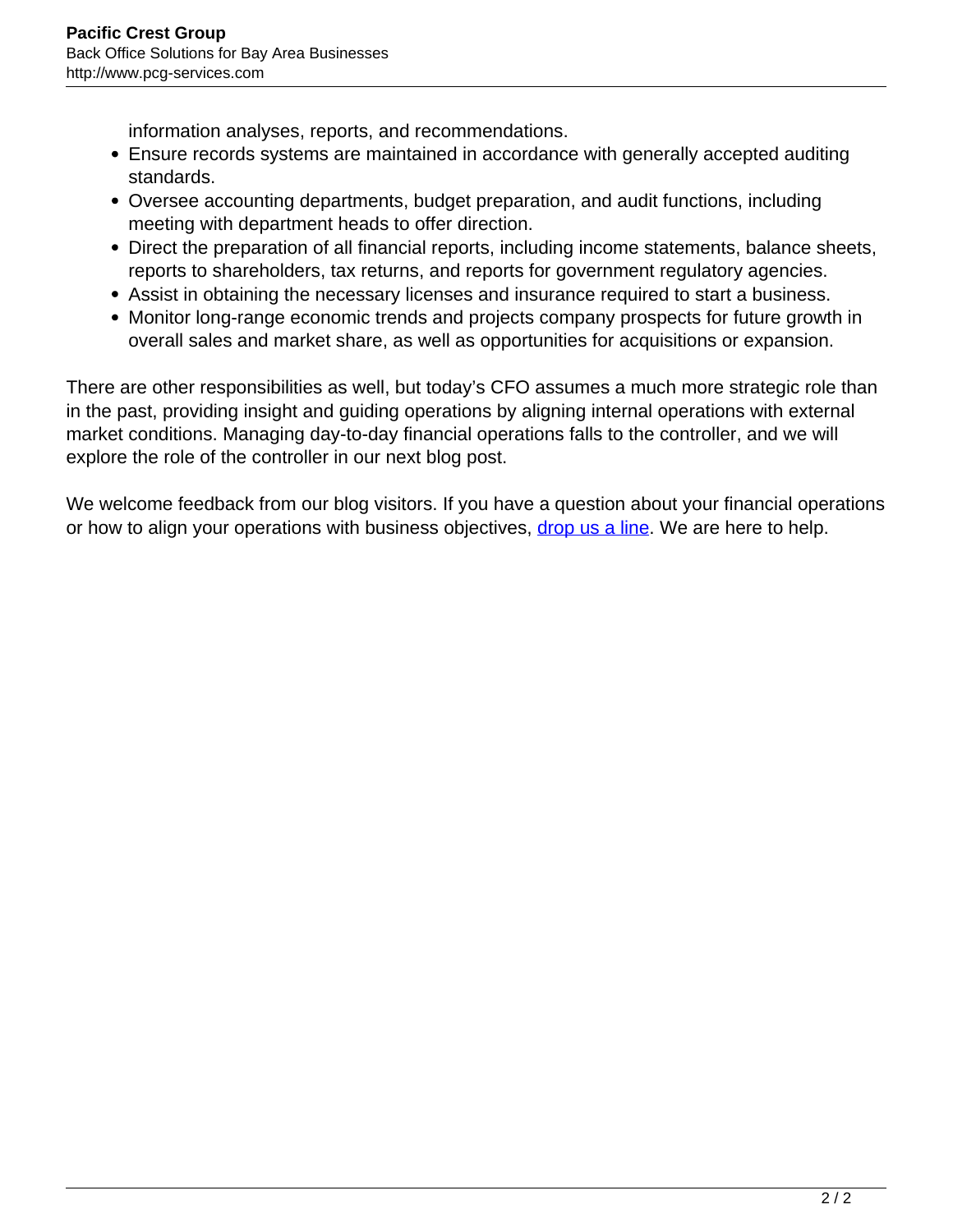information analyses, reports, and recommendations.
- Ensure records systems are maintained in accordance with generally accepted auditing standards.
- Oversee accounting departments, budget preparation, and audit functions, including meeting with department heads to offer direction.
- Direct the preparation of all financial reports, including income statements, balance sheets, reports to shareholders, tax returns, and reports for government regulatory agencies.
- Assist in obtaining the necessary licenses and insurance required to start a business.
- Monitor long-range economic trends and projects company prospects for future growth in overall sales and market share, as well as opportunities for acquisitions or expansion.

There are other responsibilities as well, but today's CFO assumes a much more strategic role than in the past, providing insight and guiding operations by aligning internal operations with external market conditions. Managing day-to-day financial operations falls to the controller, and we will explore the role of the controller in our next blog post.

We welcome feedback from our blog visitors. If you have a question about your financial operations or how to align your operations with business objectives, drop us a line. We are here to help.